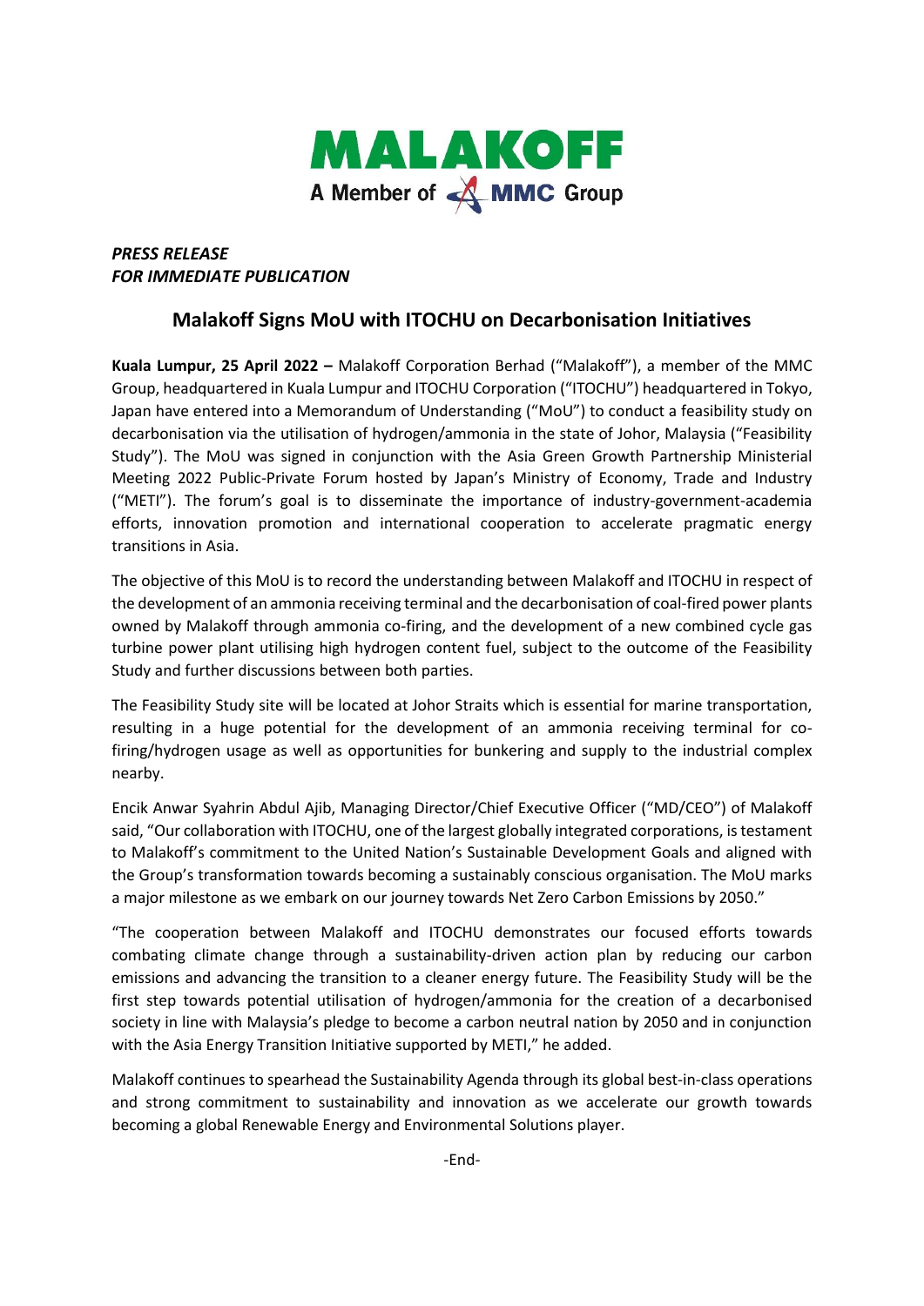# MALAKOFF

A Member of MMC Group

*PRESS RELEASE*
*FOR IMMEDIATE PUBLICATION*

## Malakoff Signs MoU with ITOCHU on Decarbonisation Initiatives

**Kuala Lumpur, 25 April 2022 –** Malakoff Corporation Berhad ("Malakoff"), a member of the MMC Group, headquartered in Kuala Lumpur and ITOCHU Corporation ("ITOCHU") headquartered in Tokyo, Japan have entered into a Memorandum of Understanding ("MoU") to conduct a feasibility study on decarbonisation via the utilisation of hydrogen/ammonia in the state of Johor, Malaysia ("Feasibility Study"). The MoU was signed in conjunction with the Asia Green Growth Partnership Ministerial Meeting 2022 Public-Private Forum hosted by Japan's Ministry of Economy, Trade and Industry ("METI"). The forum's goal is to disseminate the importance of industry-government-academia efforts, innovation promotion and international cooperation to accelerate pragmatic energy transitions in Asia.

The objective of this MoU is to record the understanding between Malakoff and ITOCHU in respect of the development of an ammonia receiving terminal and the decarbonisation of coal-fired power plants owned by Malakoff through ammonia co-firing, and the development of a new combined cycle gas turbine power plant utilising high hydrogen content fuel, subject to the outcome of the Feasibility Study and further discussions between both parties.

The Feasibility Study site will be located at Johor Straits which is essential for marine transportation, resulting in a huge potential for the development of an ammonia receiving terminal for co-firing/hydrogen usage as well as opportunities for bunkering and supply to the industrial complex nearby.

Encik Anwar Syahrin Abdul Ajib, Managing Director/Chief Executive Officer ("MD/CEO") of Malakoff said, "Our collaboration with ITOCHU, one of the largest globally integrated corporations, is testament to Malakoff's commitment to the United Nation's Sustainable Development Goals and aligned with the Group's transformation towards becoming a sustainably conscious organisation. The MoU marks a major milestone as we embark on our journey towards Net Zero Carbon Emissions by 2050."

"The cooperation between Malakoff and ITOCHU demonstrates our focused efforts towards combating climate change through a sustainability-driven action plan by reducing our carbon emissions and advancing the transition to a cleaner energy future. The Feasibility Study will be the first step towards potential utilisation of hydrogen/ammonia for the creation of a decarbonised society in line with Malaysia's pledge to become a carbon neutral nation by 2050 and in conjunction with the Asia Energy Transition Initiative supported by METI," he added.

Malakoff continues to spearhead the Sustainability Agenda through its global best-in-class operations and strong commitment to sustainability and innovation as we accelerate our growth towards becoming a global Renewable Energy and Environmental Solutions player.

-End-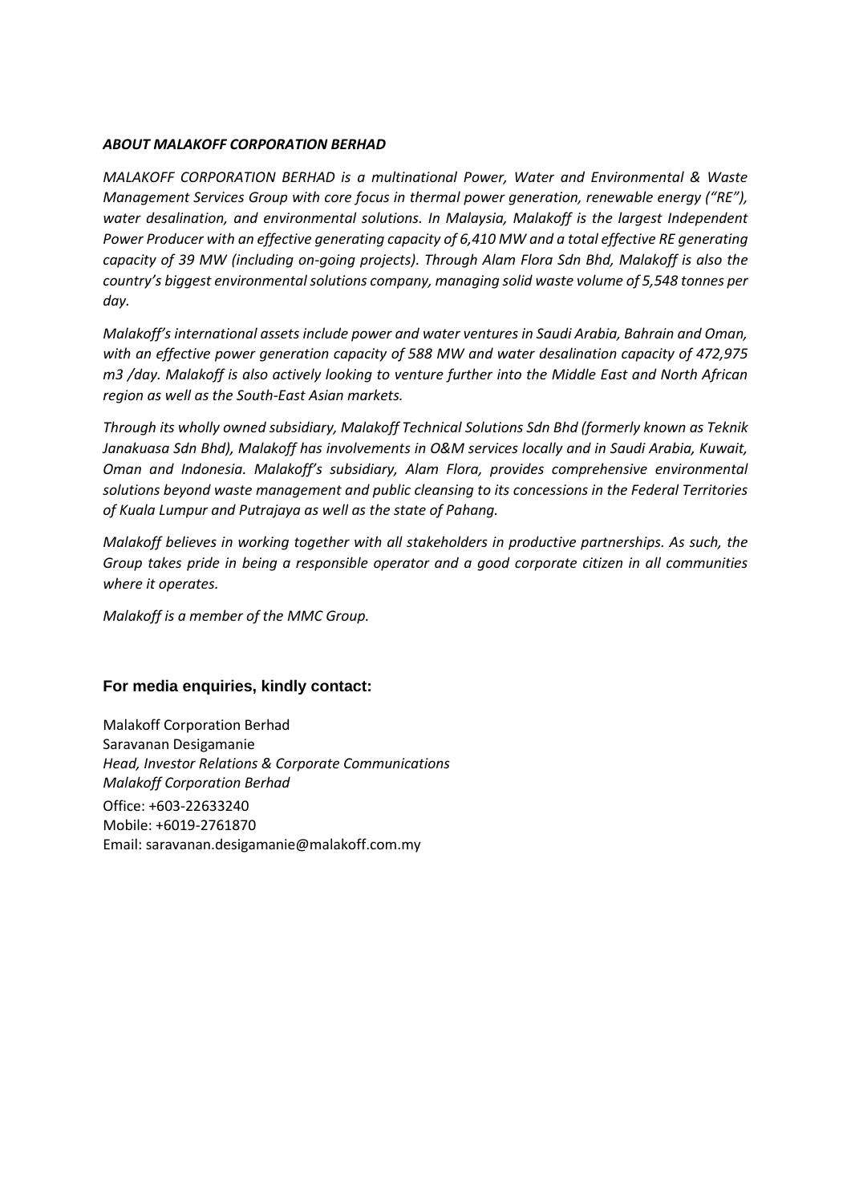***ABOUT MALAKOFF CORPORATION BERHAD***

*MALAKOFF CORPORATION BERHAD is a multinational Power, Water and Environmental & Waste Management Services Group with core focus in thermal power generation, renewable energy ("RE"), water desalination, and environmental solutions. In Malaysia, Malakoff is the largest Independent Power Producer with an effective generating capacity of 6,410 MW and a total effective RE generating capacity of 39 MW (including on-going projects). Through Alam Flora Sdn Bhd, Malakoff is also the country's biggest environmental solutions company, managing solid waste volume of 5,548 tonnes per day.*

*Malakoff's international assets include power and water ventures in Saudi Arabia, Bahrain and Oman, with an effective power generation capacity of 588 MW and water desalination capacity of 472,975 m3 /day. Malakoff is also actively looking to venture further into the Middle East and North African region as well as the South-East Asian markets.*

*Through its wholly owned subsidiary, Malakoff Technical Solutions Sdn Bhd (formerly known as Teknik Janakuasa Sdn Bhd), Malakoff has involvements in O&M services locally and in Saudi Arabia, Kuwait, Oman and Indonesia. Malakoff's subsidiary, Alam Flora, provides comprehensive environmental solutions beyond waste management and public cleansing to its concessions in the Federal Territories of Kuala Lumpur and Putrajaya as well as the state of Pahang.*

*Malakoff believes in working together with all stakeholders in productive partnerships. As such, the Group takes pride in being a responsible operator and a good corporate citizen in all communities where it operates.*

*Malakoff is a member of the MMC Group.*

**For media enquiries, kindly contact:**

Malakoff Corporation Berhad
Saravanan Desigamanie
*Head, Investor Relations & Corporate Communications*
*Malakoff Corporation Berhad*
Office: +603-22633240
Mobile: +6019-2761870
Email: saravanan.desigamanie@malakoff.com.my